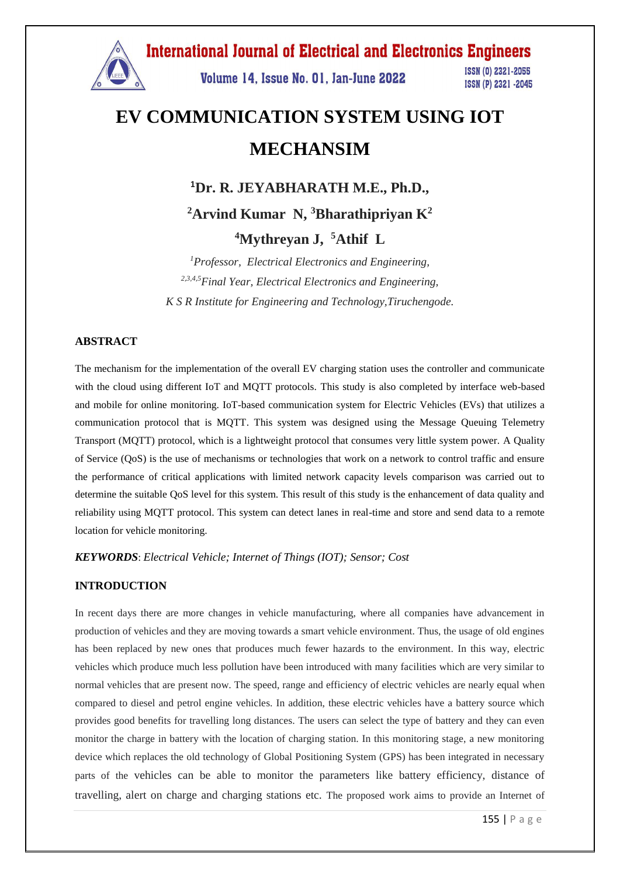# EV COMMUNICATION SYSTEM USING IOT MECHANSIM

**[1]Dr. R. JEYABHARATH M.E., Ph.D.,**

**[2]Arvind Kumar N, [3]Bharathipriyan K[2]**

**[4]Mythreyan J, [5]Athif L**

*[1]Professor, Electrical Electronics and Engineering,*

*[2,3,4,5]Final Year, Electrical Electronics and Engineering,*

*K S R Institute for Engineering and Technology,Tiruchengode.*

## ABSTRACT

The mechanism for the implementation of the overall EV charging station uses the controller and communicate with the cloud using different IoT and MQTT protocols. This study is also completed by interface web-based and mobile for online monitoring. IoT-based communication system for Electric Vehicles (EVs) that utilizes a communication protocol that is MQTT. This system was designed using the Message Queuing Telemetry Transport (MQTT) protocol, which is a lightweight protocol that consumes very little system power. A Quality of Service (QoS) is the use of mechanisms or technologies that work on a network to control traffic and ensure the performance of critical applications with limited network capacity levels comparison was carried out to determine the suitable QoS level for this system. This result of this study is the enhancement of data quality and reliability using MQTT protocol. This system can detect lanes in real-time and store and send data to a remote location for vehicle monitoring.

***KEYWORDS***: *Electrical Vehicle; Internet of Things (IOT); Sensor; Cost*

## INTRODUCTION

In recent days there are more changes in vehicle manufacturing, where all companies have advancement in production of vehicles and they are moving towards a smart vehicle environment. Thus, the usage of old engines has been replaced by new ones that produces much fewer hazards to the environment. In this way, electric vehicles which produce much less pollution have been introduced with many facilities which are very similar to normal vehicles that are present now. The speed, range and efficiency of electric vehicles are nearly equal when compared to diesel and petrol engine vehicles. In addition, these electric vehicles have a battery source which provides good benefits for travelling long distances. The users can select the type of battery and they can even monitor the charge in battery with the location of charging station. In this monitoring stage, a new monitoring device which replaces the old technology of Global Positioning System (GPS) has been integrated in necessary parts of the vehicles can be able to monitor the parameters like battery efficiency, distance of travelling, alert on charge and charging stations etc. The proposed work aims to provide an Internet of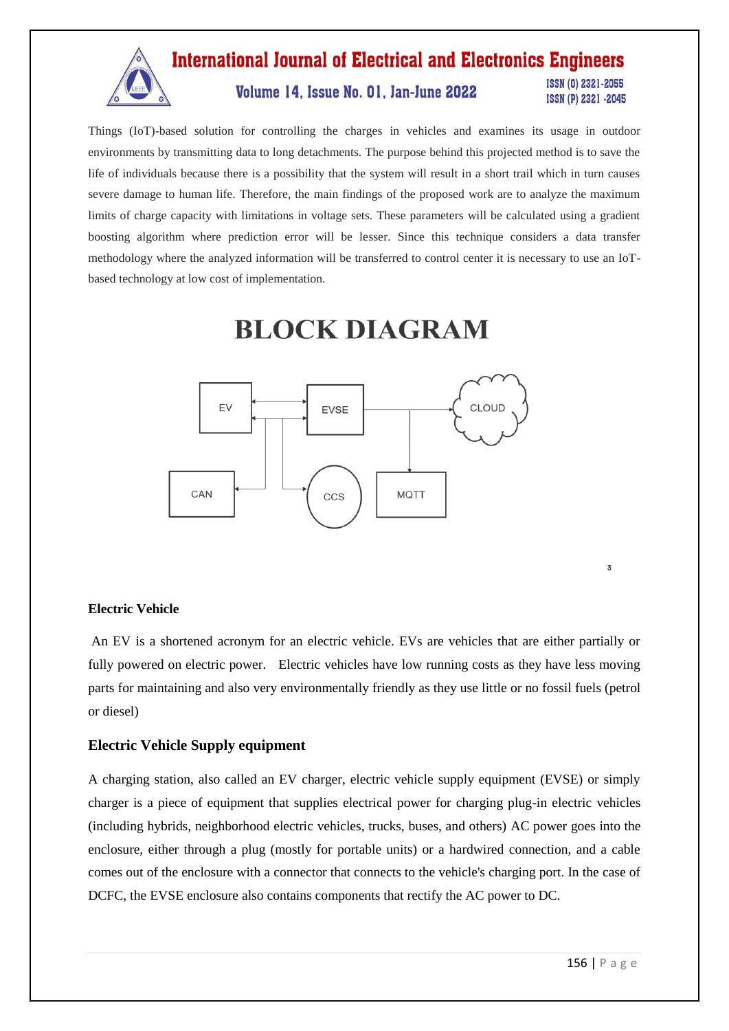Things (IoT)-based solution for controlling the charges in vehicles and examines its usage in outdoor environments by transmitting data to long detachments. The purpose behind this projected method is to save the life of individuals because there is a possibility that the system will result in a short trail which in turn causes severe damage to human life. Therefore, the main findings of the proposed work are to analyze the maximum limits of charge capacity with limitations in voltage sets. These parameters will be calculated using a gradient boosting algorithm where prediction error will be lesser. Since this technique considers a data transfer methodology where the analyzed information will be transferred to control center it is necessary to use an IoT-based technology at low cost of implementation.

# BLOCK DIAGRAM

EV, EVSE, CLOUD, CAN, CCS, MQTT

3

### Electric Vehicle

An EV is a shortened acronym for an electric vehicle. EVs are vehicles that are either partially or fully powered on electric power. Electric vehicles have low running costs as they have less moving parts for maintaining and also very environmentally friendly as they use little or no fossil fuels (petrol or diesel)

### Electric Vehicle Supply equipment

A charging station, also called an EV charger, electric vehicle supply equipment (EVSE) or simply charger is a piece of equipment that supplies electrical power for charging plug-in electric vehicles (including hybrids, neighborhood electric vehicles, trucks, buses, and others) AC power goes into the enclosure, either through a plug (mostly for portable units) or a hardwired connection, and a cable comes out of the enclosure with a connector that connects to the vehicle's charging port. In the case of DCFC, the EVSE enclosure also contains components that rectify the AC power to DC.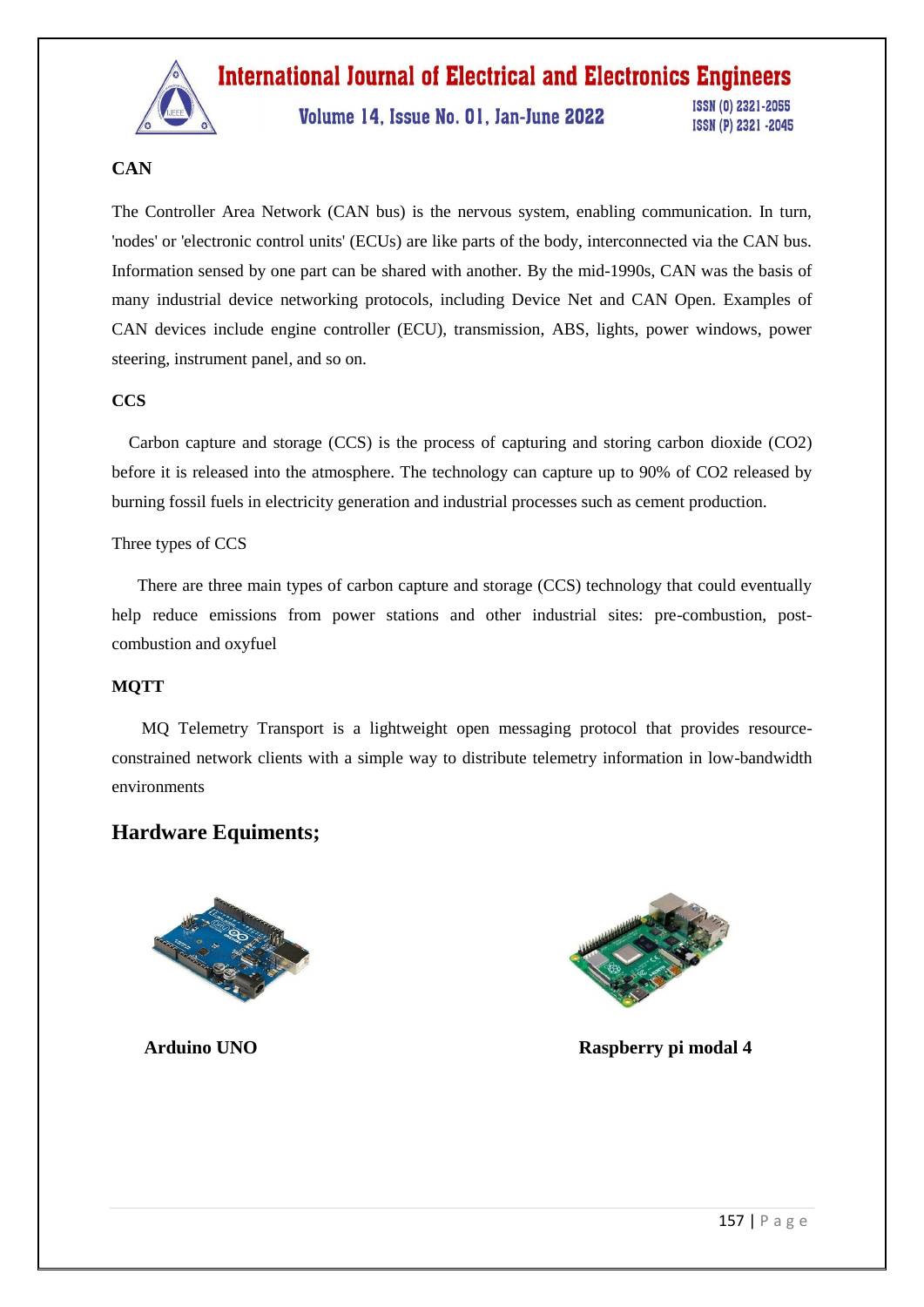**CAN**

The Controller Area Network (CAN bus) is the nervous system, enabling communication. In turn, 'nodes' or 'electronic control units' (ECUs) are like parts of the body, interconnected via the CAN bus. Information sensed by one part can be shared with another. By the mid-1990s, CAN was the basis of many industrial device networking protocols, including Device Net and CAN Open. Examples of CAN devices include engine controller (ECU), transmission, ABS, lights, power windows, power steering, instrument panel, and so on.

**CCS**

Carbon capture and storage (CCS) is the process of capturing and storing carbon dioxide ($CO_2$) before it is released into the atmosphere. The technology can capture up to 90% of $CO_2$ released by burning fossil fuels in electricity generation and industrial processes such as cement production.

Three types of CCS

There are three main types of carbon capture and storage (CCS) technology that could eventually help reduce emissions from power stations and other industrial sites: pre-combustion, post-combustion and oxyfuel

**MQTT**

MQ Telemetry Transport is a lightweight open messaging protocol that provides resource-constrained network clients with a simple way to distribute telemetry information in low-bandwidth environments

## Hardware Equiments;

**Arduino UNO**

**Raspberry pi modal 4**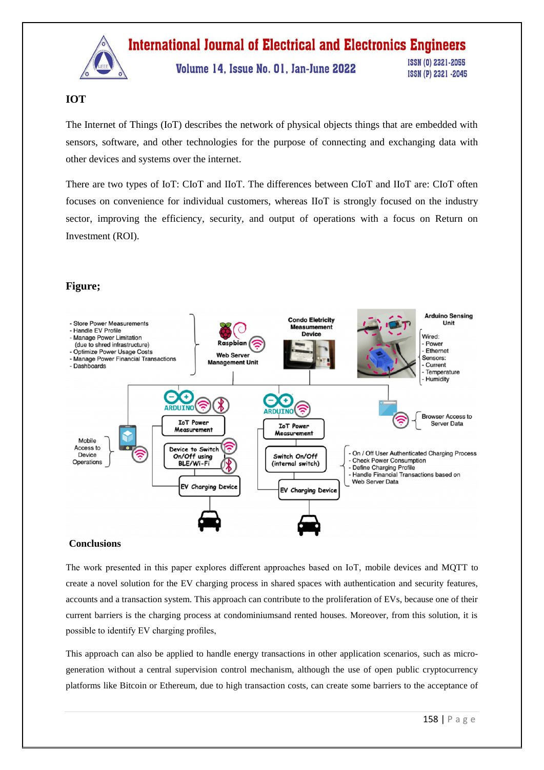## IOT

The Internet of Things (IoT) describes the network of physical objects things that are embedded with sensors, software, and other technologies for the purpose of connecting and exchanging data with other devices and systems over the internet.

There are two types of IoT: CIoT and IIoT. The differences between CIoT and IIoT are: CIoT often focuses on convenience for individual customers, whereas IIoT is strongly focused on the industry sector, improving the efficiency, security, and output of operations with a focus on Return on Investment (ROI).

## Figure;

## Conclusions

The work presented in this paper explores different approaches based on IoT, mobile devices and MQTT to create a novel solution for the EV charging process in shared spaces with authentication and security features, accounts and a transaction system. This approach can contribute to the proliferation of EVs, because one of their current barriers is the charging process at condominiumsand rented houses. Moreover, from this solution, it is possible to identify EV charging profiles,

This approach can also be applied to handle energy transactions in other application scenarios, such as micro-generation without a central supervision control mechanism, although the use of open public cryptocurrency platforms like Bitcoin or Ethereum, due to high transaction costs, can create some barriers to the acceptance of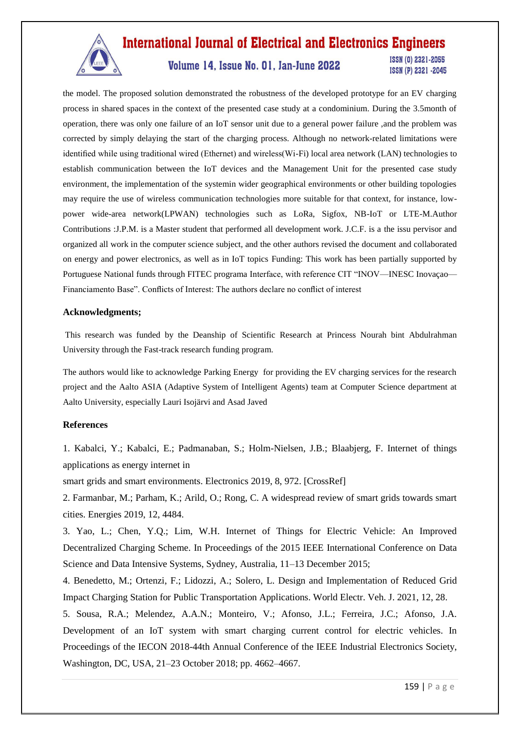the model. The proposed solution demonstrated the robustness of the developed prototype for an EV charging process in shared spaces in the context of the presented case study at a condominium. During the 3.5month of operation, there was only one failure of an IoT sensor unit due to a general power failure ,and the problem was corrected by simply delaying the start of the charging process. Although no network-related limitations were identified while using traditional wired (Ethernet) and wireless(Wi-Fi) local area network (LAN) technologies to establish communication between the IoT devices and the Management Unit for the presented case study environment, the implementation of the systemin wider geographical environments or other building topologies may require the use of wireless communication technologies more suitable for that context, for instance, low-power wide-area network(LPWAN) technologies such as LoRa, Sigfox, NB-IoT or LTE-M.Author Contributions :J.P.M. is a Master student that performed all development work. J.C.F. is a the issu pervisor and organized all work in the computer science subject, and the other authors revised the document and collaborated on energy and power electronics, as well as in IoT topics Funding: This work has been partially supported by Portuguese National funds through FITEC programa Interface, with reference CIT "INOV—INESC Inovaçao—Financiamento Base". Conflicts of Interest: The authors declare no conflict of interest

**Acknowledgments;**

This research was funded by the Deanship of Scientific Research at Princess Nourah bint Abdulrahman University through the Fast-track research funding program.

The authors would like to acknowledge Parking Energy for providing the EV charging services for the research project and the Aalto ASIA (Adaptive System of Intelligent Agents) team at Computer Science department at Aalto University, especially Lauri Isojärvi and Asad Javed

**References**

1. Kabalci, Y.; Kabalci, E.; Padmanaban, S.; Holm-Nielsen, J.B.; Blaabjerg, F. Internet of things applications as energy internet in
smart grids and smart environments. Electronics 2019, 8, 972. [CrossRef]
2. Farmanbar, M.; Parham, K.; Arild, O.; Rong, C. A widespread review of smart grids towards smart cities. Energies 2019, 12, 4484.
3. Yao, L.; Chen, Y.Q.; Lim, W.H. Internet of Things for Electric Vehicle: An Improved Decentralized Charging Scheme. In Proceedings of the 2015 IEEE International Conference on Data Science and Data Intensive Systems, Sydney, Australia, 11–13 December 2015;
4. Benedetto, M.; Ortenzi, F.; Lidozzi, A.; Solero, L. Design and Implementation of Reduced Grid Impact Charging Station for Public Transportation Applications. World Electr. Veh. J. 2021, 12, 28.
5. Sousa, R.A.; Melendez, A.A.N.; Monteiro, V.; Afonso, J.L.; Ferreira, J.C.; Afonso, J.A. Development of an IoT system with smart charging current control for electric vehicles. In Proceedings of the IECON 2018-44th Annual Conference of the IEEE Industrial Electronics Society, Washington, DC, USA, 21–23 October 2018; pp. 4662–4667.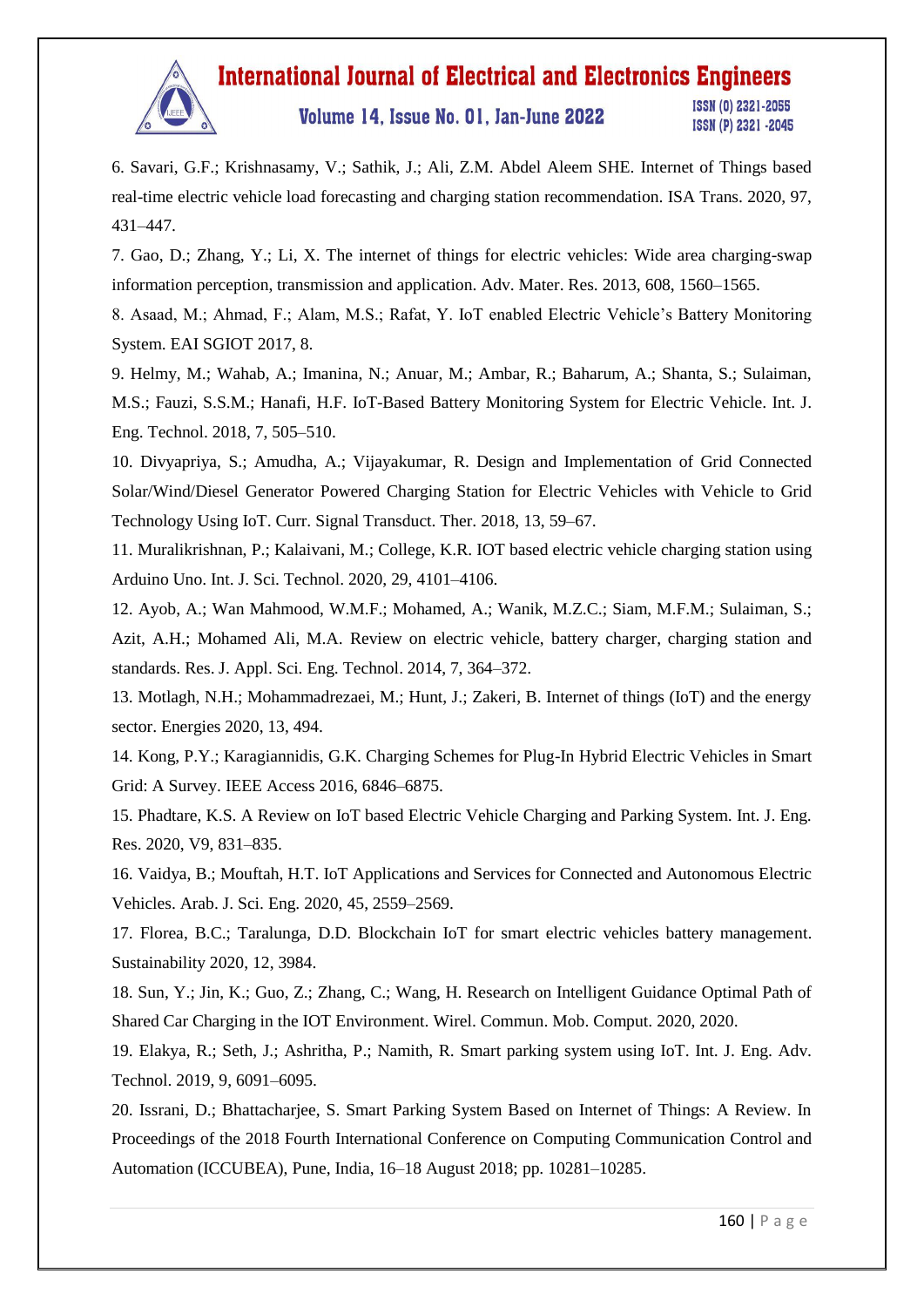6. Savari, G.F.; Krishnasamy, V.; Sathik, J.; Ali, Z.M. Abdel Aleem SHE. Internet of Things based real-time electric vehicle load forecasting and charging station recommendation. ISA Trans. 2020, 97, 431–447.

7. Gao, D.; Zhang, Y.; Li, X. The internet of things for electric vehicles: Wide area charging-swap information perception, transmission and application. Adv. Mater. Res. 2013, 608, 1560–1565.

8. Asaad, M.; Ahmad, F.; Alam, M.S.; Rafat, Y. IoT enabled Electric Vehicle's Battery Monitoring System. EAI SGIOT 2017, 8.

9. Helmy, M.; Wahab, A.; Imanina, N.; Anuar, M.; Ambar, R.; Baharum, A.; Shanta, S.; Sulaiman, M.S.; Fauzi, S.S.M.; Hanafi, H.F. IoT-Based Battery Monitoring System for Electric Vehicle. Int. J. Eng. Technol. 2018, 7, 505–510.

10. Divyapriya, S.; Amudha, A.; Vijayakumar, R. Design and Implementation of Grid Connected Solar/Wind/Diesel Generator Powered Charging Station for Electric Vehicles with Vehicle to Grid Technology Using IoT. Curr. Signal Transduct. Ther. 2018, 13, 59–67.

11. Muralikrishnan, P.; Kalaivani, M.; College, K.R. IOT based electric vehicle charging station using Arduino Uno. Int. J. Sci. Technol. 2020, 29, 4101–4106.

12. Ayob, A.; Wan Mahmood, W.M.F.; Mohamed, A.; Wanik, M.Z.C.; Siam, M.F.M.; Sulaiman, S.; Azit, A.H.; Mohamed Ali, M.A. Review on electric vehicle, battery charger, charging station and standards. Res. J. Appl. Sci. Eng. Technol. 2014, 7, 364–372.

13. Motlagh, N.H.; Mohammadrezaei, M.; Hunt, J.; Zakeri, B. Internet of things (IoT) and the energy sector. Energies 2020, 13, 494.

14. Kong, P.Y.; Karagiannidis, G.K. Charging Schemes for Plug-In Hybrid Electric Vehicles in Smart Grid: A Survey. IEEE Access 2016, 6846–6875.

15. Phadtare, K.S. A Review on IoT based Electric Vehicle Charging and Parking System. Int. J. Eng. Res. 2020, V9, 831–835.

16. Vaidya, B.; Mouftah, H.T. IoT Applications and Services for Connected and Autonomous Electric Vehicles. Arab. J. Sci. Eng. 2020, 45, 2559–2569.

17. Florea, B.C.; Taralunga, D.D. Blockchain IoT for smart electric vehicles battery management. Sustainability 2020, 12, 3984.

18. Sun, Y.; Jin, K.; Guo, Z.; Zhang, C.; Wang, H. Research on Intelligent Guidance Optimal Path of Shared Car Charging in the IOT Environment. Wirel. Commun. Mob. Comput. 2020, 2020.

19. Elakya, R.; Seth, J.; Ashritha, P.; Namith, R. Smart parking system using IoT. Int. J. Eng. Adv. Technol. 2019, 9, 6091–6095.

20. Issrani, D.; Bhattacharjee, S. Smart Parking System Based on Internet of Things: A Review. In Proceedings of the 2018 Fourth International Conference on Computing Communication Control and Automation (ICCUBEA), Pune, India, 16–18 August 2018; pp. 10281–10285.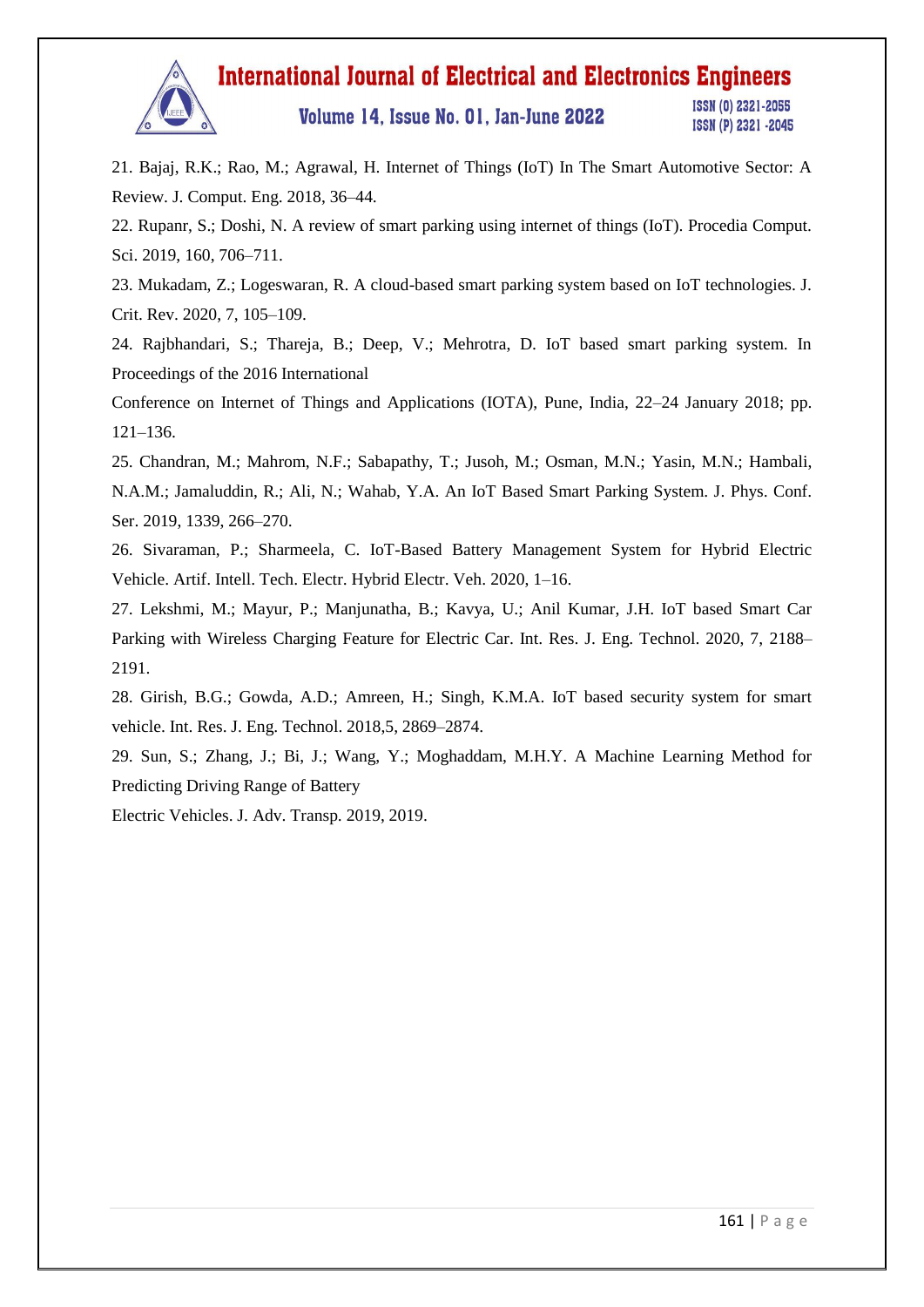21. Bajaj, R.K.; Rao, M.; Agrawal, H. Internet of Things (IoT) In The Smart Automotive Sector: A Review. J. Comput. Eng. 2018, 36–44.

22. Rupanr, S.; Doshi, N. A review of smart parking using internet of things (IoT). Procedia Comput. Sci. 2019, 160, 706–711.

23. Mukadam, Z.; Logeswaran, R. A cloud-based smart parking system based on IoT technologies. J. Crit. Rev. 2020, 7, 105–109.

24. Rajbhandari, S.; Thareja, B.; Deep, V.; Mehrotra, D. IoT based smart parking system. In Proceedings of the 2016 International

Conference on Internet of Things and Applications (IOTA), Pune, India, 22–24 January 2018; pp. 121–136.

25. Chandran, M.; Mahrom, N.F.; Sabapathy, T.; Jusoh, M.; Osman, M.N.; Yasin, M.N.; Hambali, N.A.M.; Jamaluddin, R.; Ali, N.; Wahab, Y.A. An IoT Based Smart Parking System. J. Phys. Conf. Ser. 2019, 1339, 266–270.

26. Sivaraman, P.; Sharmeela, C. IoT-Based Battery Management System for Hybrid Electric Vehicle. Artif. Intell. Tech. Electr. Hybrid Electr. Veh. 2020, 1–16.

27. Lekshmi, M.; Mayur, P.; Manjunatha, B.; Kavya, U.; Anil Kumar, J.H. IoT based Smart Car Parking with Wireless Charging Feature for Electric Car. Int. Res. J. Eng. Technol. 2020, 7, 2188–2191.

28. Girish, B.G.; Gowda, A.D.; Amreen, H.; Singh, K.M.A. IoT based security system for smart vehicle. Int. Res. J. Eng. Technol. 2018,5, 2869–2874.

29. Sun, S.; Zhang, J.; Bi, J.; Wang, Y.; Moghaddam, M.H.Y. A Machine Learning Method for Predicting Driving Range of Battery

Electric Vehicles. J. Adv. Transp. 2019, 2019.